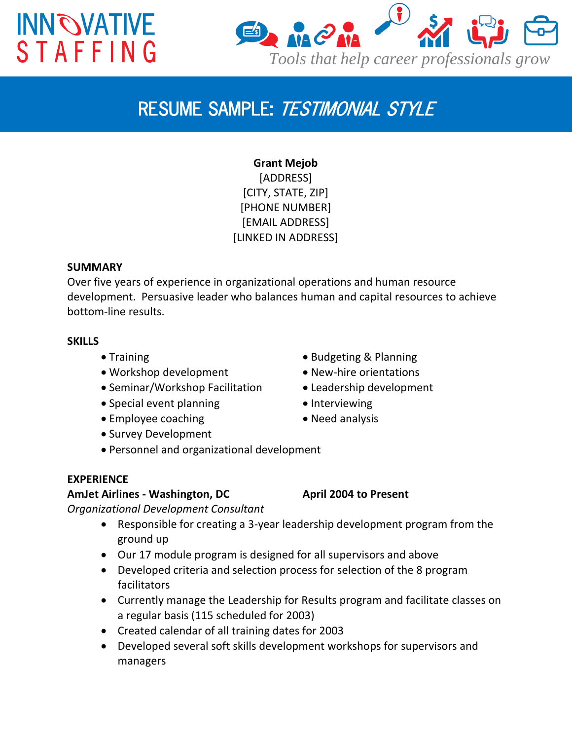INNOVATIVE STAFFING

*Tools that help career professionals grow*

# RESUME SAMPLE: *TESTIMONIAL STYLE*

**Grant Mejob**
[ADDRESS]
[CITY, STATE, ZIP]
[PHONE NUMBER]
[EMAIL ADDRESS]
[LINKED IN ADDRESS]

## SUMMARY

Over five years of experience in organizational operations and human resource development. Persuasive leader who balances human and capital resources to achieve bottom-line results.

## SKILLS

- Training
- Workshop development
- Seminar/Workshop Facilitation
- Special event planning
- Employee coaching
- Survey Development
- Personnel and organizational development
- Budgeting & Planning
- New-hire orientations
- Leadership development
- Interviewing
- Need analysis

## EXPERIENCE

**AmJet Airlines - Washington, DC** **April 2004 to Present**

*Organizational Development Consultant*

- Responsible for creating a 3-year leadership development program from the ground up
- Our 17 module program is designed for all supervisors and above
- Developed criteria and selection process for selection of the 8 program facilitators
- Currently manage the Leadership for Results program and facilitate classes on a regular basis (115 scheduled for 2003)
- Created calendar of all training dates for 2003
- Developed several soft skills development workshops for supervisors and managers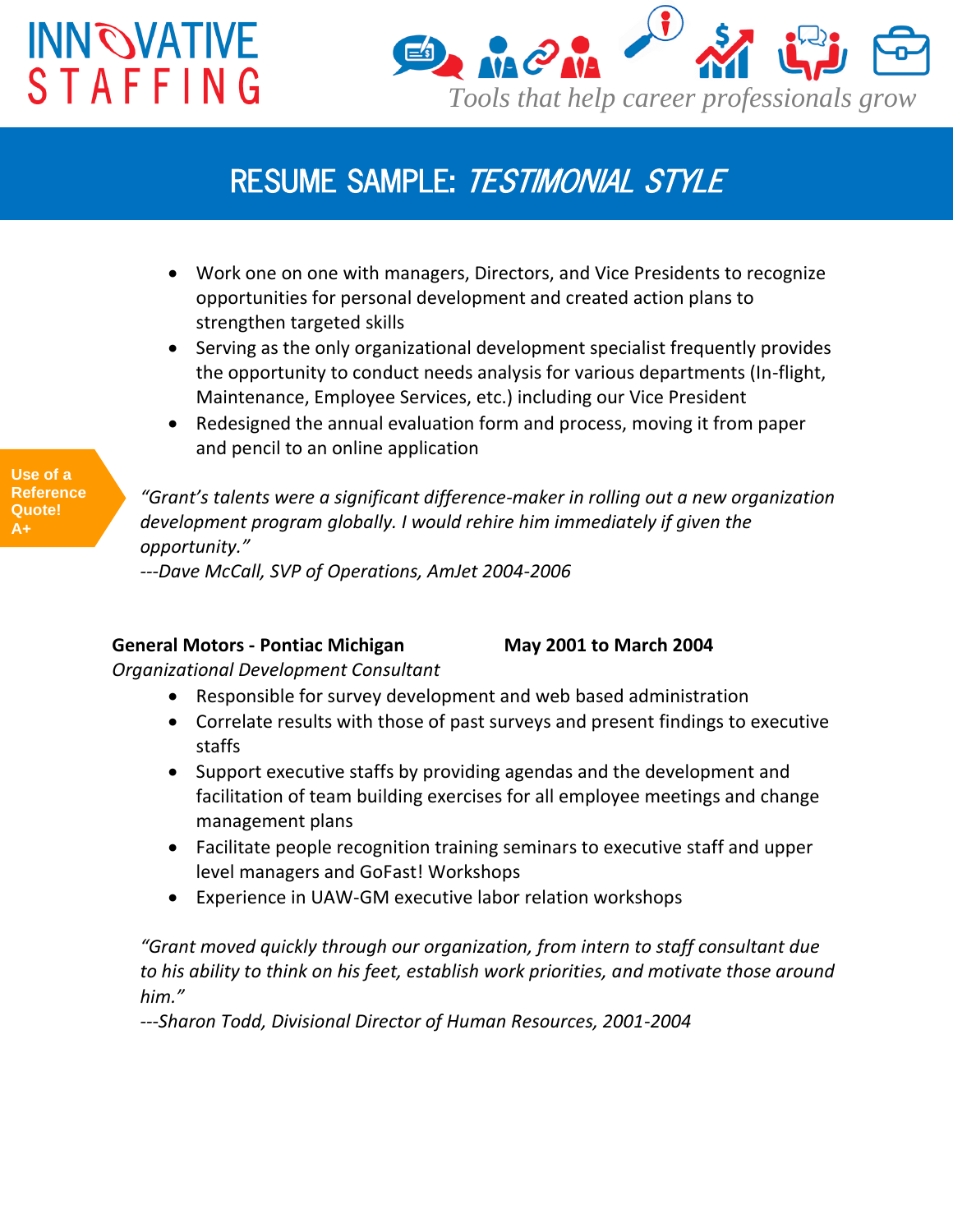# RESUME SAMPLE: *TESTIMONIAL STYLE*

- Work one on one with managers, Directors, and Vice Presidents to recognize opportunities for personal development and created action plans to strengthen targeted skills
- Serving as the only organizational development specialist frequently provides the opportunity to conduct needs analysis for various departments (In-flight, Maintenance, Employee Services, etc.) including our Vice President
- Redesigned the annual evaluation form and process, moving it from paper and pencil to an online application

**Use of a Reference Quote! A+**

*"Grant's talents were a significant difference-maker in rolling out a new organization development program globally. I would rehire him immediately if given the opportunity."*
*---Dave McCall, SVP of Operations, AmJet 2004-2006*

**General Motors - Pontiac Michigan** **May 2001 to March 2004**
*Organizational Development Consultant*

- Responsible for survey development and web based administration
- Correlate results with those of past surveys and present findings to executive staffs
- Support executive staffs by providing agendas and the development and facilitation of team building exercises for all employee meetings and change management plans
- Facilitate people recognition training seminars to executive staff and upper level managers and GoFast! Workshops
- Experience in UAW-GM executive labor relation workshops

*"Grant moved quickly through our organization, from intern to staff consultant due to his ability to think on his feet, establish work priorities, and motivate those around him."*
*---Sharon Todd, Divisional Director of Human Resources, 2001-2004*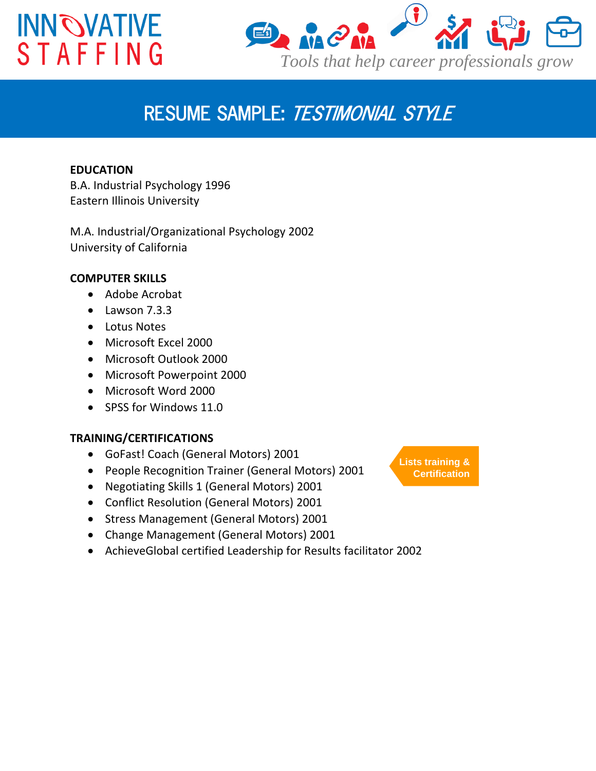# RESUME SAMPLE: *TESTIMONIAL STYLE*

**EDUCATION**

B.A. Industrial Psychology 1996
Eastern Illinois University

M.A. Industrial/Organizational Psychology 2002
University of California

**COMPUTER SKILLS**

- Adobe Acrobat
- Lawson 7.3.3
- Lotus Notes
- Microsoft Excel 2000
- Microsoft Outlook 2000
- Microsoft Powerpoint 2000
- Microsoft Word 2000
- SPSS for Windows 11.0

**TRAINING/CERTIFICATIONS**

- GoFast! Coach (General Motors) 2001
- People Recognition Trainer (General Motors) 2001
- Negotiating Skills 1 (General Motors) 2001
- Conflict Resolution (General Motors) 2001
- Stress Management (General Motors) 2001
- Change Management (General Motors) 2001
- AchieveGlobal certified Leadership for Results facilitator 2002

Lists training & Certification